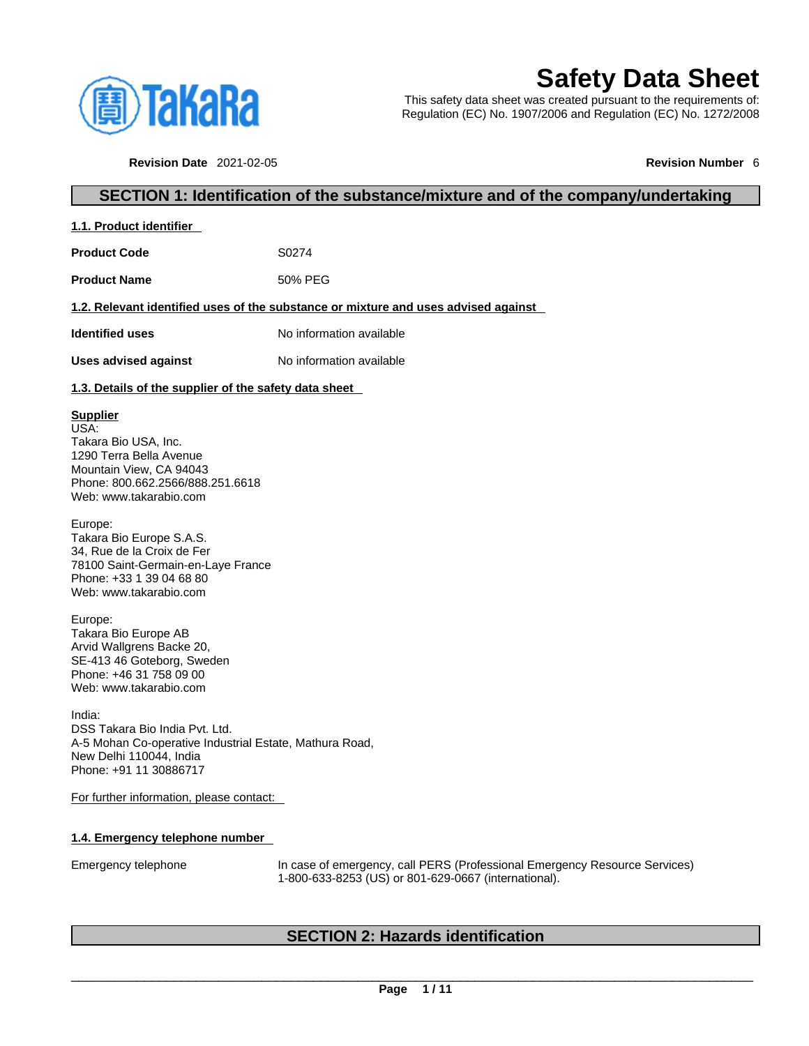# Safety Data Sheet

This safety data sheet was created pursuant to the requirements of:
Regulation (EC) No. 1907/2006 and Regulation (EC) No. 1272/2008

**Revision Date** 2021-02-05 **Revision Number** 6

## SECTION 1: Identification of the substance/mixture and of the company/undertaking

### 1.1. Product identifier

**Product Code** S0274

**Product Name** 50% PEG

### 1.2. Relevant identified uses of the substance or mixture and uses advised against

**Identified uses** No information available

**Uses advised against** No information available

### 1.3. Details of the supplier of the safety data sheet

**Supplier**
USA:
Takara Bio USA, Inc.
1290 Terra Bella Avenue
Mountain View, CA 94043
Phone: 800.662.2566/888.251.6618
Web: www.takarabio.com

Europe:
Takara Bio Europe S.A.S.
34, Rue de la Croix de Fer
78100 Saint-Germain-en-Laye France
Phone: +33 1 39 04 68 80
Web: www.takarabio.com

Europe:
Takara Bio Europe AB
Arvid Wallgrens Backe 20,
SE-413 46 Goteborg, Sweden
Phone: +46 31 758 09 00
Web: www.takarabio.com

India:
DSS Takara Bio India Pvt. Ltd.
A-5 Mohan Co-operative Industrial Estate, Mathura Road,
New Delhi 110044, India
Phone: +91 11 30886717

For further information, please contact:

### 1.4. Emergency telephone number

Emergency telephone In case of emergency, call PERS (Professional Emergency Resource Services) 1-800-633-8253 (US) or 801-629-0667 (international).

## SECTION 2: Hazards identification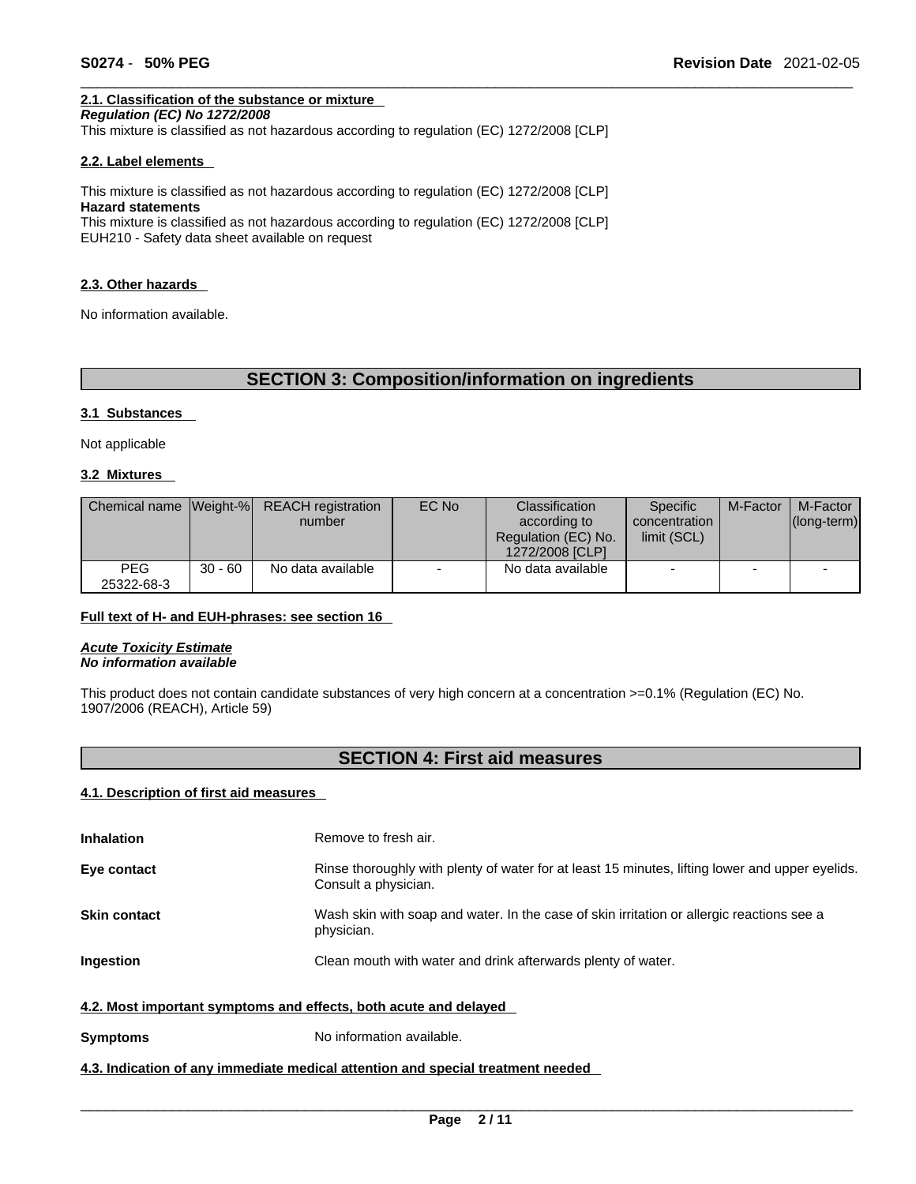#### 2.1. Classification of the substance or mixture

***Regulation (EC) No 1272/2008***

This mixture is classified as not hazardous according to regulation (EC) 1272/2008 [CLP]

#### 2.2. Label elements

This mixture is classified as not hazardous according to regulation (EC) 1272/2008 [CLP]

**Hazard statements**

This mixture is classified as not hazardous according to regulation (EC) 1272/2008 [CLP]

EUH210 - Safety data sheet available on request

#### 2.3. Other hazards

No information available.

## SECTION 3: Composition/information on ingredients

#### 3.1 Substances

Not applicable

#### 3.2 Mixtures

| Chemical name | Weight-% | REACH registration number | EC No | Classification according to Regulation (EC) No. 1272/2008 [CLP] | Specific concentration limit (SCL) | M-Factor | M-Factor (long-term) |
|---|---|---|---|---|---|---|---|
| PEG 25322-68-3 | 30 - 60 | No data available | - | No data available | - | - | - |

**Full text of H- and EUH-phrases: see section 16**

***Acute Toxicity Estimate***

***No information available***

This product does not contain candidate substances of very high concern at a concentration >=0.1% (Regulation (EC) No. 1907/2006 (REACH), Article 59)

## SECTION 4: First aid measures

#### 4.1. Description of first aid measures

**Inhalation** Remove to fresh air.

**Eye contact** Rinse thoroughly with plenty of water for at least 15 minutes, lifting lower and upper eyelids. Consult a physician.

**Skin contact** Wash skin with soap and water. In the case of skin irritation or allergic reactions see a physician.

**Ingestion** Clean mouth with water and drink afterwards plenty of water.

#### 4.2. Most important symptoms and effects, both acute and delayed

**Symptoms** No information available.

#### 4.3. Indication of any immediate medical attention and special treatment needed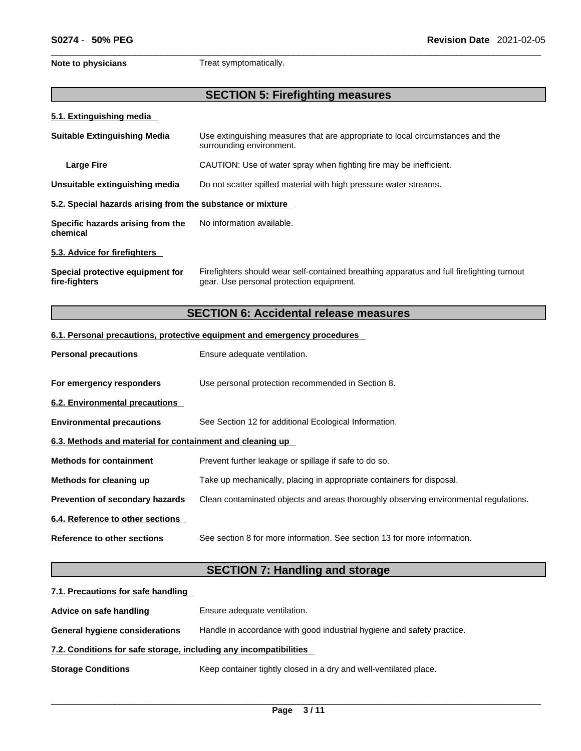**Note to physicians** Treat symptomatically.

## SECTION 5: Firefighting measures

### 5.1. Extinguishing media

**Suitable Extinguishing Media** Use extinguishing measures that are appropriate to local circumstances and the surrounding environment.

**Large Fire** CAUTION: Use of water spray when fighting fire may be inefficient.

**Unsuitable extinguishing media** Do not scatter spilled material with high pressure water streams.

### 5.2. Special hazards arising from the substance or mixture

**Specific hazards arising from the chemical** No information available.

### 5.3. Advice for firefighters

**Special protective equipment for fire-fighters** Firefighters should wear self-contained breathing apparatus and full firefighting turnout gear. Use personal protection equipment.

## SECTION 6: Accidental release measures

### 6.1. Personal precautions, protective equipment and emergency procedures

**Personal precautions** Ensure adequate ventilation.

**For emergency responders** Use personal protection recommended in Section 8.

### 6.2. Environmental precautions

**Environmental precautions** See Section 12 for additional Ecological Information.

### 6.3. Methods and material for containment and cleaning up

**Methods for containment** Prevent further leakage or spillage if safe to do so.

**Methods for cleaning up** Take up mechanically, placing in appropriate containers for disposal.

**Prevention of secondary hazards** Clean contaminated objects and areas thoroughly observing environmental regulations.

### 6.4. Reference to other sections

**Reference to other sections** See section 8 for more information. See section 13 for more information.

## SECTION 7: Handling and storage

### 7.1. Precautions for safe handling

**Advice on safe handling** Ensure adequate ventilation.

**General hygiene considerations** Handle in accordance with good industrial hygiene and safety practice.

### 7.2. Conditions for safe storage, including any incompatibilities

**Storage Conditions** Keep container tightly closed in a dry and well-ventilated place.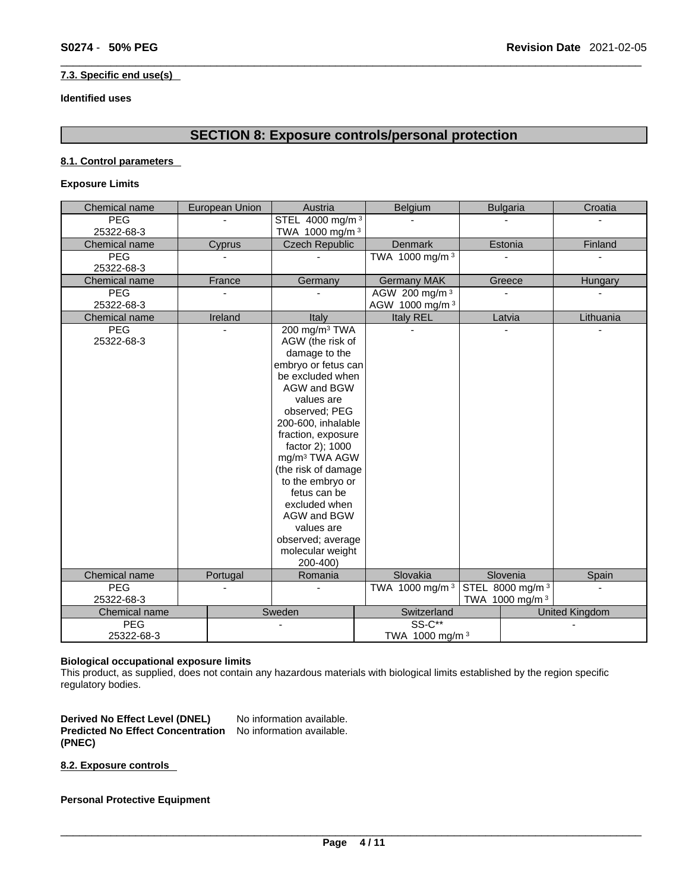**7.3. Specific end use(s)**

**Identified uses**

# SECTION 8: Exposure controls/personal protection

**8.1. Control parameters**

**Exposure Limits**

| Chemical name | European Union | Austria | Belgium | Bulgaria | Croatia |
|---|---|---|---|---|---|
| PEG 25322-68-3 | - | STEL 4000 mg/m³ TWA 1000 mg/m³ | - | - | - |
| **Chemical name** | **Cyprus** | **Czech Republic** | **Denmark** | **Estonia** | **Finland** |
| PEG 25322-68-3 | - | - | TWA 1000 mg/m³ | - | - |
| **Chemical name** | **France** | **Germany** | **Germany MAK** | **Greece** | **Hungary** |
| PEG 25322-68-3 | - | - | AGW 200 mg/m³ AGW 1000 mg/m³ | - | - |
| **Chemical name** | **Ireland** | **Italy** | **Italy REL** | **Latvia** | **Lithuania** |
| PEG 25322-68-3 | - | 200 mg/m³ TWA AGW (the risk of damage to the embryo or fetus can be excluded when AGW and BGW values are observed; PEG 200-600, inhalable fraction, exposure factor 2); 1000 mg/m³ TWA AGW (the risk of damage to the embryo or fetus can be excluded when AGW and BGW values are observed; average molecular weight 200-400) | - | - | - |
| **Chemical name** | **Portugal** | **Romania** | **Slovakia** | **Slovenia** | **Spain** |
| PEG 25322-68-3 | - | - | TWA 1000 mg/m³ | STEL 8000 mg/m³ TWA 1000 mg/m³ | - |

| Chemical name | Sweden | Switzerland | United Kingdom |
|---|---|---|---|
| PEG 25322-68-3 | - | SS-C** TWA 1000 mg/m³ | - |

**Biological occupational exposure limits**
This product, as supplied, does not contain any hazardous materials with biological limits established by the region specific regulatory bodies.

**Derived No Effect Level (DNEL)** No information available.
**Predicted No Effect Concentration (PNEC)** No information available.

**8.2. Exposure controls**

**Personal Protective Equipment**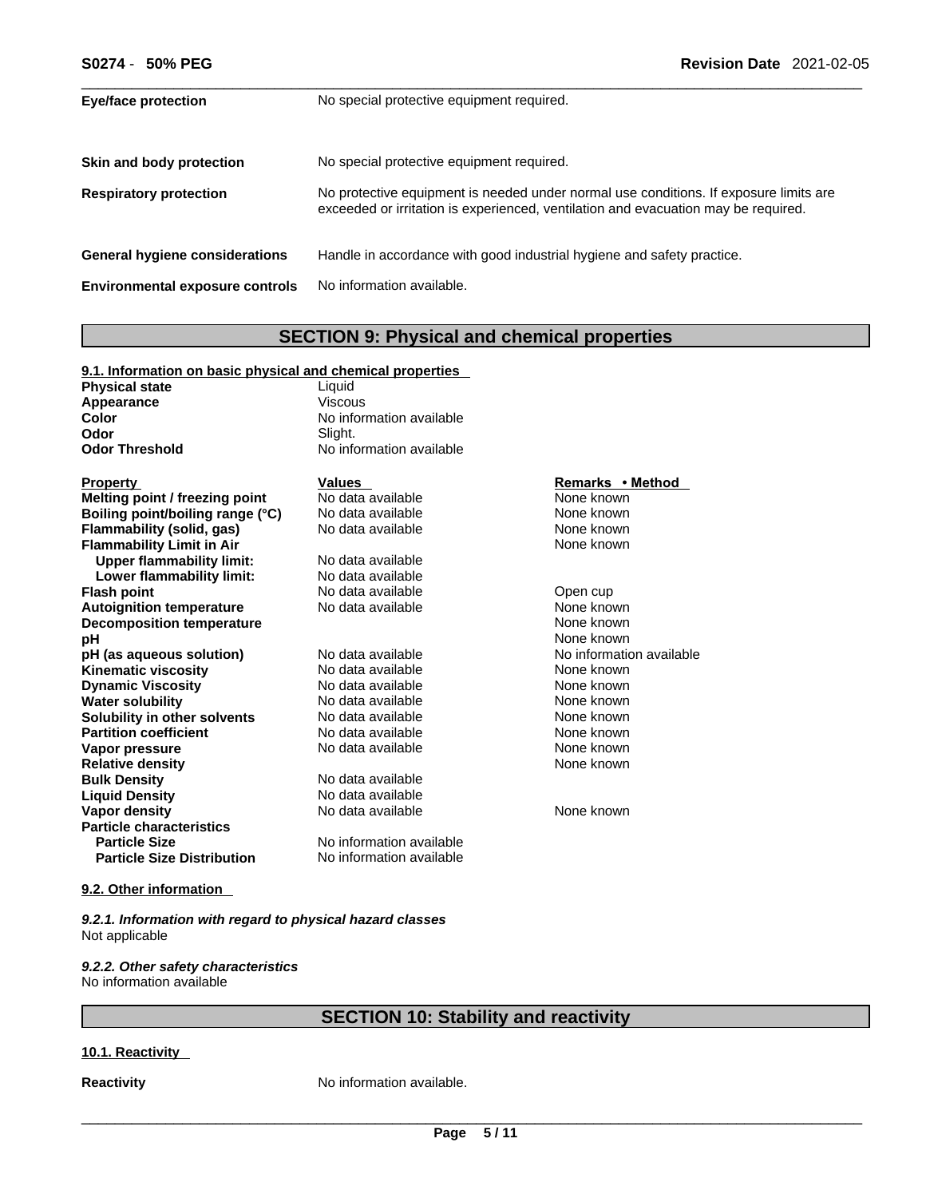| | |
|---|---|
| **Eye/face protection** | No special protective equipment required. |
| **Skin and body protection** | No special protective equipment required. |
| **Respiratory protection** | No protective equipment is needed under normal use conditions. If exposure limits are exceeded or irritation is experienced, ventilation and evacuation may be required. |
| **General hygiene considerations** | Handle in accordance with good industrial hygiene and safety practice. |
| **Environmental exposure controls** | No information available. |

## SECTION 9: Physical and chemical properties

### 9.1. Information on basic physical and chemical properties

| | |
|---|---|
| **Physical state** | Liquid |
| **Appearance** | Viscous |
| **Color** | No information available |
| **Odor** | Slight. |
| **Odor Threshold** | No information available |

| Property | Values | Remarks • Method |
|---|---|---|
| **Melting point / freezing point** | No data available | None known |
| **Boiling point/boiling range (°C)** | No data available | None known |
| **Flammability (solid, gas)** | No data available | None known |
| **Flammability Limit in Air** | | None known |
| **Upper flammability limit:** | No data available | |
| **Lower flammability limit:** | No data available | |
| **Flash point** | No data available | Open cup |
| **Autoignition temperature** | No data available | None known |
| **Decomposition temperature** | | None known |
| **pH** | | None known |
| **pH (as aqueous solution)** | No data available | No information available |
| **Kinematic viscosity** | No data available | None known |
| **Dynamic Viscosity** | No data available | None known |
| **Water solubility** | No data available | None known |
| **Solubility in other solvents** | No data available | None known |
| **Partition coefficient** | No data available | None known |
| **Vapor pressure** | No data available | None known |
| **Relative density** | | None known |
| **Bulk Density** | No data available | |
| **Liquid Density** | No data available | |
| **Vapor density** | No data available | None known |
| **Particle characteristics** | | |
| **Particle Size** | No information available | |
| **Particle Size Distribution** | No information available | |

### 9.2. Other information

*9.2.1. Information with regard to physical hazard classes*
Not applicable

*9.2.2. Other safety characteristics*
No information available

## SECTION 10: Stability and reactivity

### 10.1. Reactivity

**Reactivity** No information available.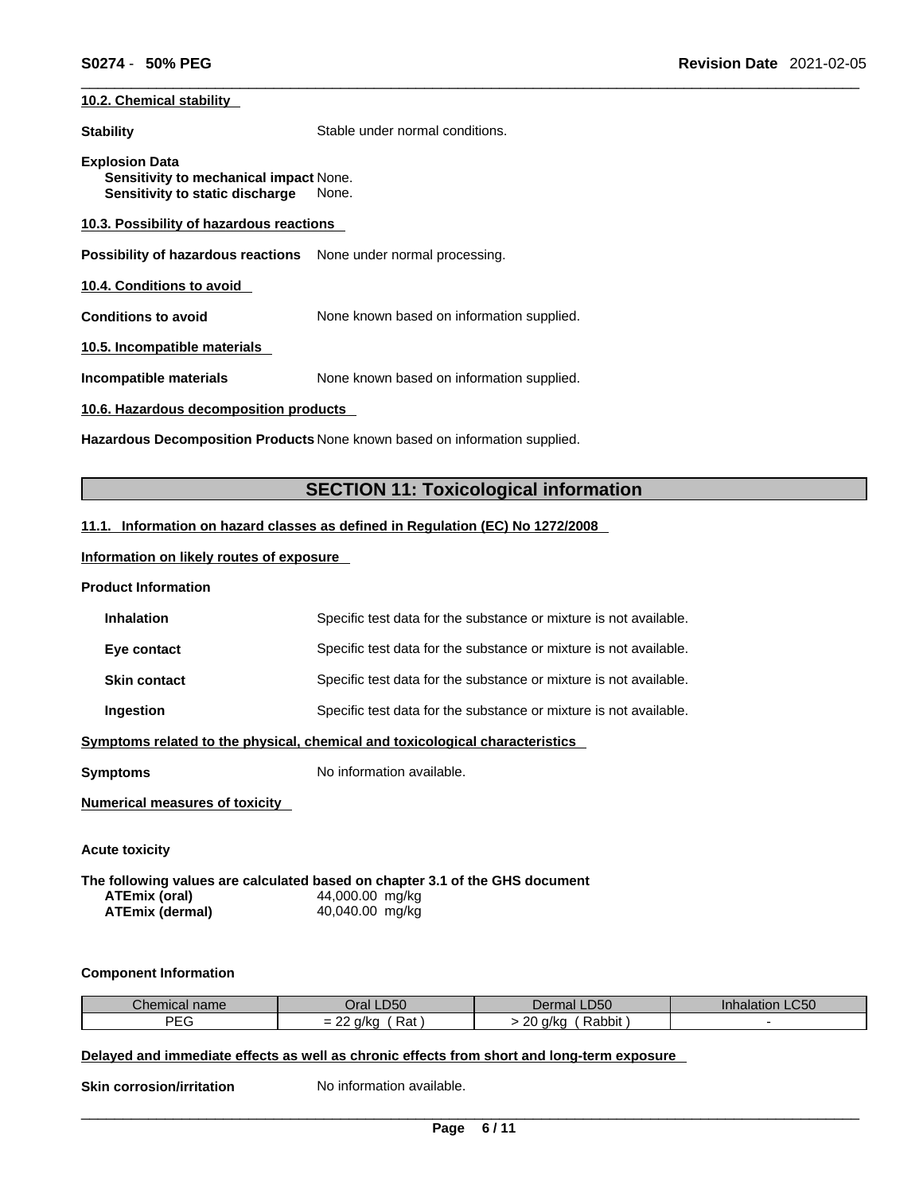#### 10.2. Chemical stability

**Stability** Stable under normal conditions.

**Explosion Data**
**Sensitivity to mechanical impact** None.
**Sensitivity to static discharge** None.

#### 10.3. Possibility of hazardous reactions

**Possibility of hazardous reactions** None under normal processing.

#### 10.4. Conditions to avoid

**Conditions to avoid** None known based on information supplied.

#### 10.5. Incompatible materials

**Incompatible materials** None known based on information supplied.

#### 10.6. Hazardous decomposition products

**Hazardous Decomposition Products** None known based on information supplied.

## SECTION 11: Toxicological information

#### 11.1. Information on hazard classes as defined in Regulation (EC) No 1272/2008

#### Information on likely routes of exposure

**Product Information**

**Inhalation** Specific test data for the substance or mixture is not available.

**Eye contact** Specific test data for the substance or mixture is not available.

**Skin contact** Specific test data for the substance or mixture is not available.

**Ingestion** Specific test data for the substance or mixture is not available.

#### Symptoms related to the physical, chemical and toxicological characteristics

**Symptoms** No information available.

#### Numerical measures of toxicity

**Acute toxicity**

**The following values are calculated based on chapter 3.1 of the GHS document**
**ATEmix (oral)** 44,000.00 mg/kg
**ATEmix (dermal)** 40,040.00 mg/kg

**Component Information**

| Chemical name | Oral LD50 | Dermal LD50 | Inhalation LC50 |
|---|---|---|---|
| PEG | = 22 g/kg ( Rat ) | > 20 g/kg ( Rabbit ) | - |

#### Delayed and immediate effects as well as chronic effects from short and long-term exposure

**Skin corrosion/irritation** No information available.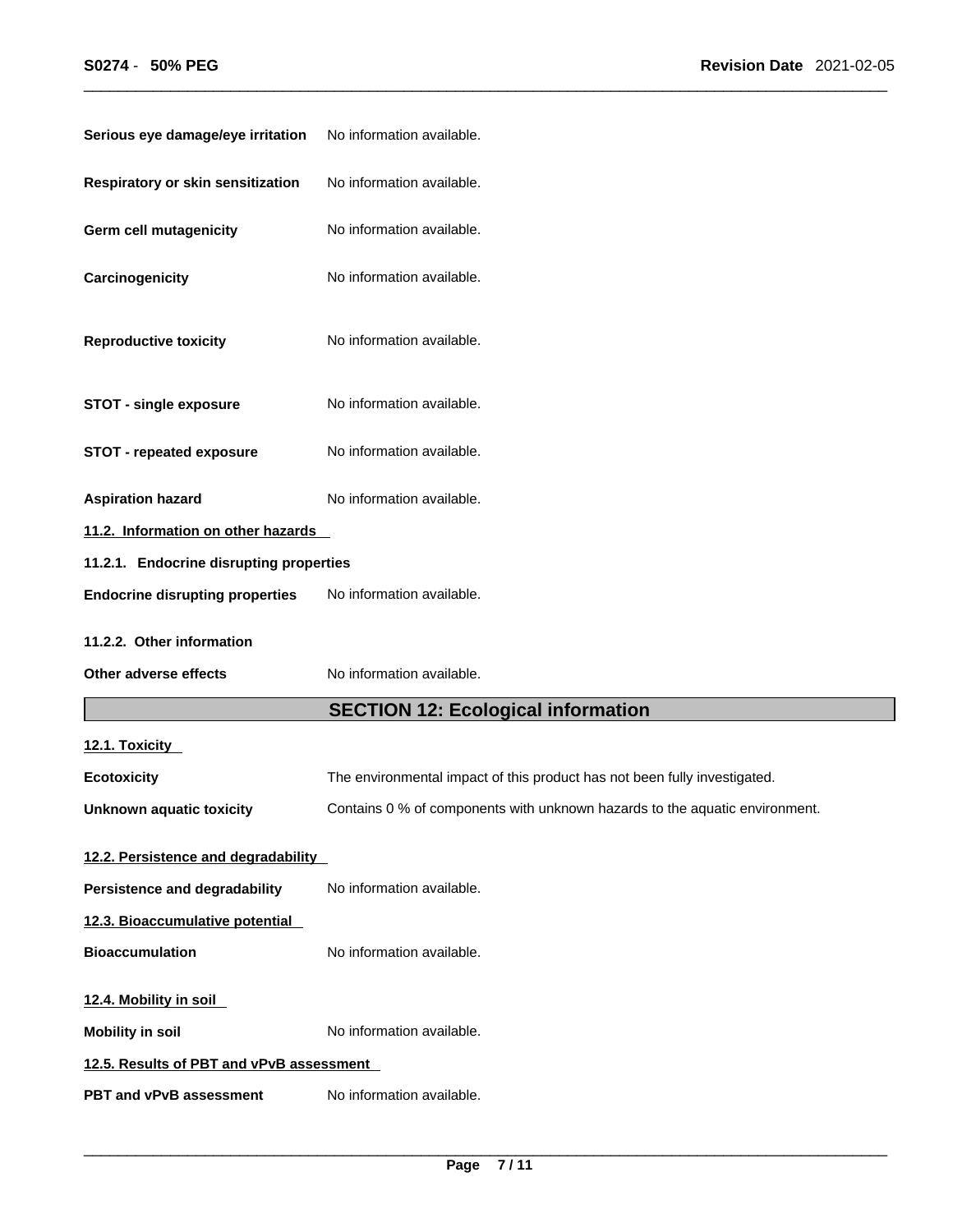**Serious eye damage/eye irritation** No information available.

**Respiratory or skin sensitization** No information available.

**Germ cell mutagenicity** No information available.

**Carcinogenicity** No information available.

**Reproductive toxicity** No information available.

**STOT - single exposure** No information available.

**STOT - repeated exposure** No information available.

**Aspiration hazard** No information available.

**11.2. Information on other hazards**

**11.2.1. Endocrine disrupting properties**

**Endocrine disrupting properties** No information available.

**11.2.2. Other information**

**Other adverse effects** No information available.

## SECTION 12: Ecological information

**12.1. Toxicity**

**Ecotoxicity** The environmental impact of this product has not been fully investigated.

**Unknown aquatic toxicity** Contains 0 % of components with unknown hazards to the aquatic environment.

**12.2. Persistence and degradability**

**Persistence and degradability** No information available.

**12.3. Bioaccumulative potential**

**Bioaccumulation** No information available.

**12.4. Mobility in soil**

**Mobility in soil** No information available.

**12.5. Results of PBT and vPvB assessment**

**PBT and vPvB assessment** No information available.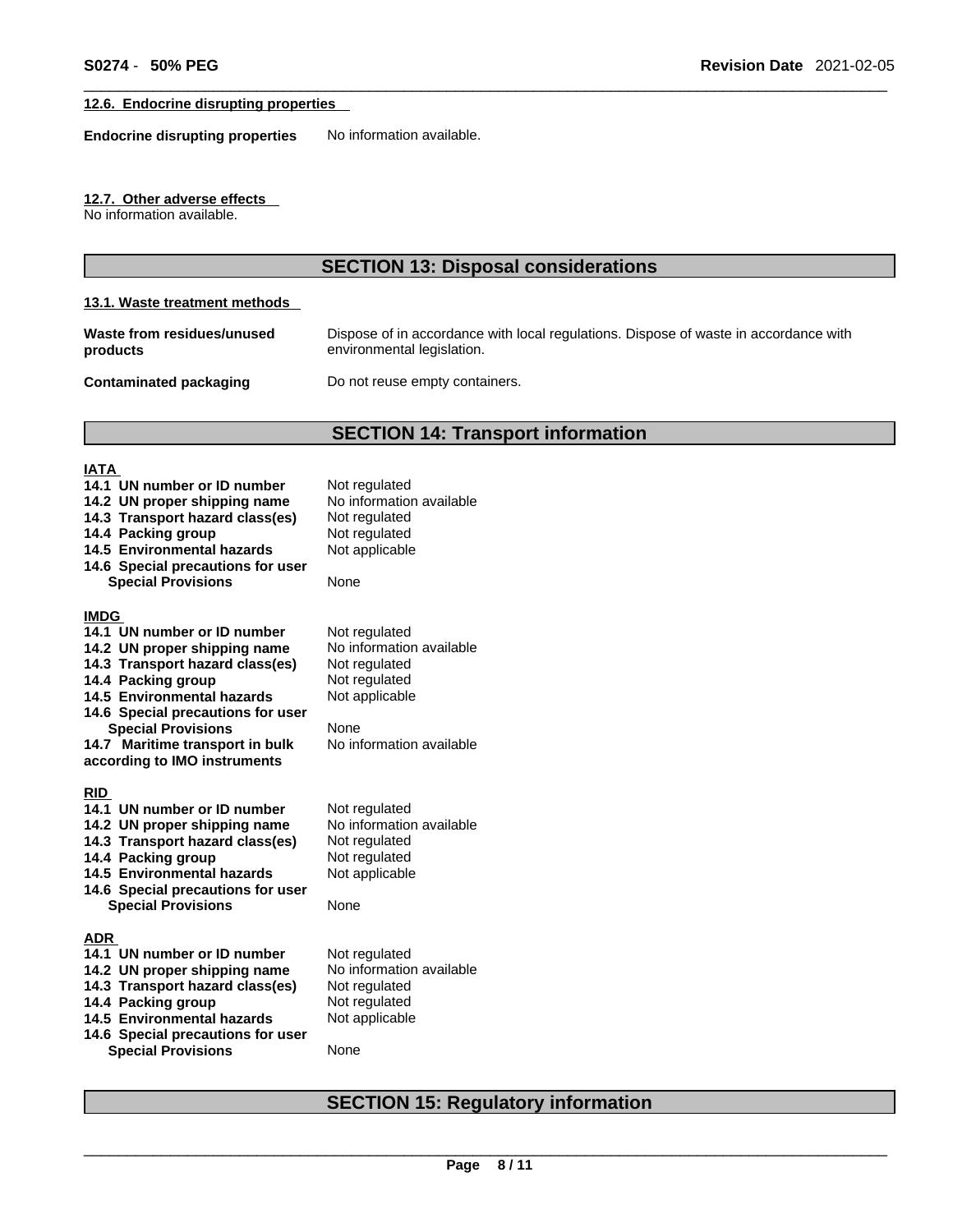### 12.6. Endocrine disrupting properties

**Endocrine disrupting properties** No information available.

### 12.7. Other adverse effects

No information available.

## SECTION 13: Disposal considerations

### 13.1. Waste treatment methods

| | |
|---|---|
| **Waste from residues/unused products** | Dispose of in accordance with local regulations. Dispose of waste in accordance with environmental legislation. |
| **Contaminated packaging** | Do not reuse empty containers. |

## SECTION 14: Transport information

**IATA**

| | |
|---|---|
| **14.1 UN number or ID number** | Not regulated |
| **14.2 UN proper shipping name** | No information available |
| **14.3 Transport hazard class(es)** | Not regulated |
| **14.4 Packing group** | Not regulated |
| **14.5 Environmental hazards** | Not applicable |
| **14.6 Special precautions for user** | |
| **Special Provisions** | None |

**IMDG**

| | |
|---|---|
| **14.1 UN number or ID number** | Not regulated |
| **14.2 UN proper shipping name** | No information available |
| **14.3 Transport hazard class(es)** | Not regulated |
| **14.4 Packing group** | Not regulated |
| **14.5 Environmental hazards** | Not applicable |
| **14.6 Special precautions for user** | |
| **Special Provisions** | None |
| **14.7 Maritime transport in bulk according to IMO instruments** | No information available |

**RID**

| | |
|---|---|
| **14.1 UN number or ID number** | Not regulated |
| **14.2 UN proper shipping name** | No information available |
| **14.3 Transport hazard class(es)** | Not regulated |
| **14.4 Packing group** | Not regulated |
| **14.5 Environmental hazards** | Not applicable |
| **14.6 Special precautions for user** | |
| **Special Provisions** | None |

**ADR**

| | |
|---|---|
| **14.1 UN number or ID number** | Not regulated |
| **14.2 UN proper shipping name** | No information available |
| **14.3 Transport hazard class(es)** | Not regulated |
| **14.4 Packing group** | Not regulated |
| **14.5 Environmental hazards** | Not applicable |
| **14.6 Special precautions for user** | |
| **Special Provisions** | None |

## SECTION 15: Regulatory information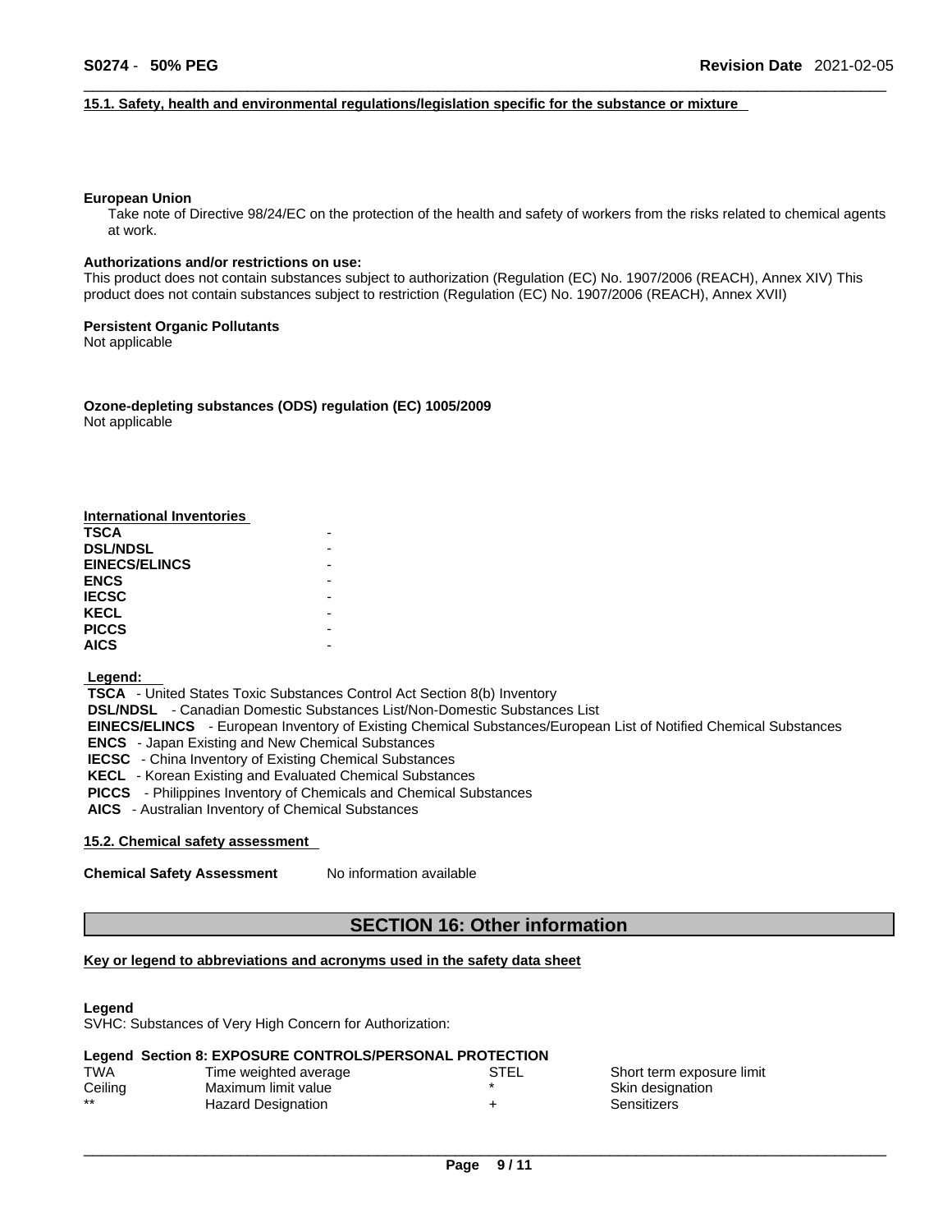### 15.1. Safety, health and environmental regulations/legislation specific for the substance or mixture

**European Union**

Take note of Directive 98/24/EC on the protection of the health and safety of workers from the risks related to chemical agents at work.

**Authorizations and/or restrictions on use:**

This product does not contain substances subject to authorization (Regulation (EC) No. 1907/2006 (REACH), Annex XIV) This product does not contain substances subject to restriction (Regulation (EC) No. 1907/2006 (REACH), Annex XVII)

**Persistent Organic Pollutants**

Not applicable

**Ozone-depleting substances (ODS) regulation (EC) 1005/2009**

Not applicable

**International Inventories**

| | |
|---|---|
| **TSCA** | - |
| **DSL/NDSL** | - |
| **EINECS/ELINCS** | - |
| **ENCS** | - |
| **IECSC** | - |
| **KECL** | - |
| **PICCS** | - |
| **AICS** | - |

**Legend:**

**TSCA** - United States Toxic Substances Control Act Section 8(b) Inventory
**DSL/NDSL** - Canadian Domestic Substances List/Non-Domestic Substances List
**EINECS/ELINCS** - European Inventory of Existing Chemical Substances/European List of Notified Chemical Substances
**ENCS** - Japan Existing and New Chemical Substances
**IECSC** - China Inventory of Existing Chemical Substances
**KECL** - Korean Existing and Evaluated Chemical Substances
**PICCS** - Philippines Inventory of Chemicals and Chemical Substances
**AICS** - Australian Inventory of Chemical Substances

### 15.2. Chemical safety assessment

**Chemical Safety Assessment** No information available

## SECTION 16: Other information

### Key or legend to abbreviations and acronyms used in the safety data sheet

**Legend**

SVHC: Substances of Very High Concern for Authorization:

**Legend Section 8: EXPOSURE CONTROLS/PERSONAL PROTECTION**

| | | | |
|---|---|---|---|
| TWA | Time weighted average | STEL | Short term exposure limit |
| Ceiling | Maximum limit value | * | Skin designation |
| ** | Hazard Designation | + | Sensitizers |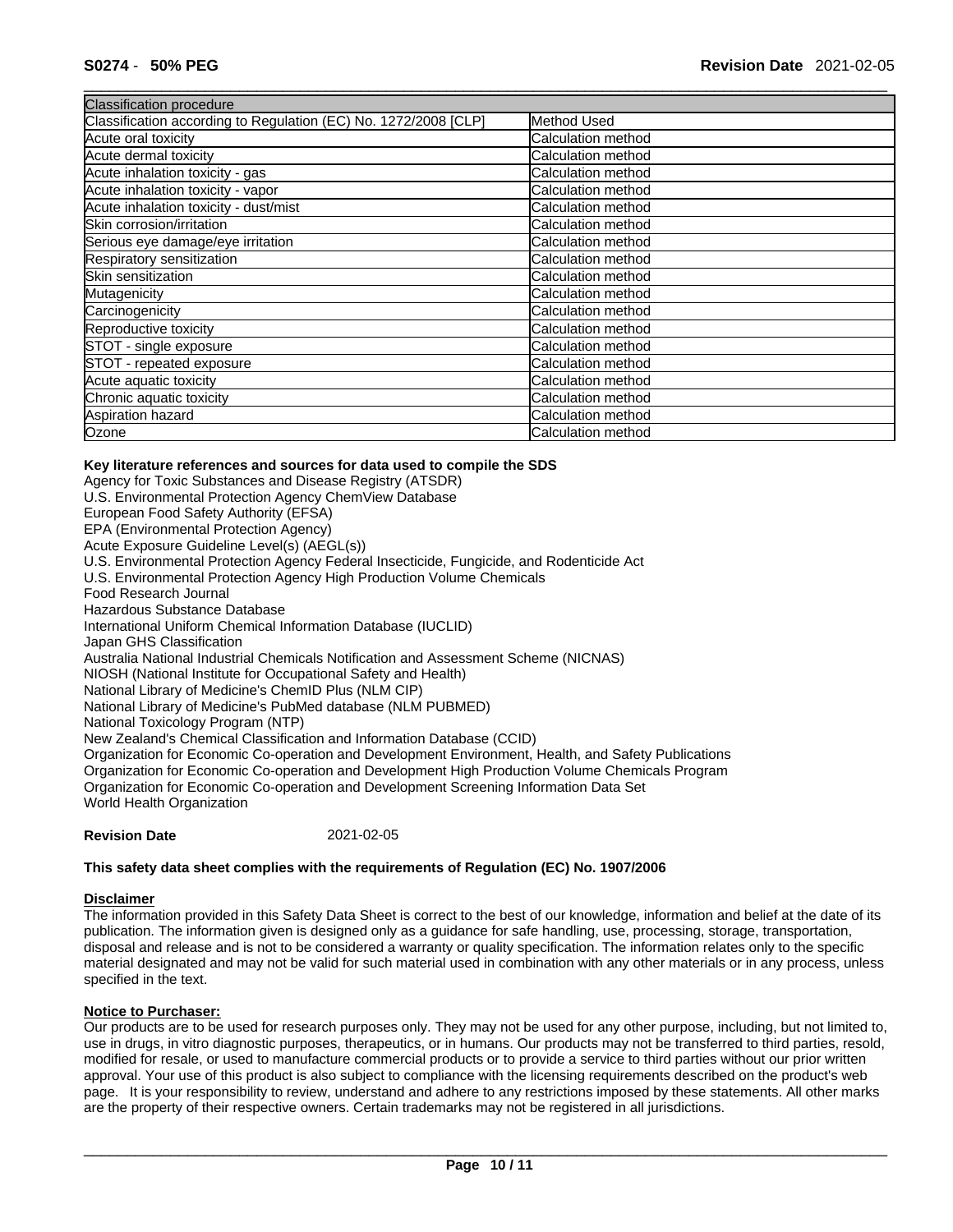| Classification procedure | |
|---|---|
| Classification according to Regulation (EC) No. 1272/2008 [CLP] | Method Used |
| Acute oral toxicity | Calculation method |
| Acute dermal toxicity | Calculation method |
| Acute inhalation toxicity - gas | Calculation method |
| Acute inhalation toxicity - vapor | Calculation method |
| Acute inhalation toxicity - dust/mist | Calculation method |
| Skin corrosion/irritation | Calculation method |
| Serious eye damage/eye irritation | Calculation method |
| Respiratory sensitization | Calculation method |
| Skin sensitization | Calculation method |
| Mutagenicity | Calculation method |
| Carcinogenicity | Calculation method |
| Reproductive toxicity | Calculation method |
| STOT - single exposure | Calculation method |
| STOT - repeated exposure | Calculation method |
| Acute aquatic toxicity | Calculation method |
| Chronic aquatic toxicity | Calculation method |
| Aspiration hazard | Calculation method |
| Ozone | Calculation method |

**Key literature references and sources for data used to compile the SDS**

Agency for Toxic Substances and Disease Registry (ATSDR)
U.S. Environmental Protection Agency ChemView Database
European Food Safety Authority (EFSA)
EPA (Environmental Protection Agency)
Acute Exposure Guideline Level(s) (AEGL(s))
U.S. Environmental Protection Agency Federal Insecticide, Fungicide, and Rodenticide Act
U.S. Environmental Protection Agency High Production Volume Chemicals
Food Research Journal
Hazardous Substance Database
International Uniform Chemical Information Database (IUCLID)
Japan GHS Classification
Australia National Industrial Chemicals Notification and Assessment Scheme (NICNAS)
NIOSH (National Institute for Occupational Safety and Health)
National Library of Medicine's ChemID Plus (NLM CIP)
National Library of Medicine's PubMed database (NLM PUBMED)
National Toxicology Program (NTP)
New Zealand's Chemical Classification and Information Database (CCID)
Organization for Economic Co-operation and Development Environment, Health, and Safety Publications
Organization for Economic Co-operation and Development High Production Volume Chemicals Program
Organization for Economic Co-operation and Development Screening Information Data Set
World Health Organization

**Revision Date** 2021-02-05

**This safety data sheet complies with the requirements of Regulation (EC) No. 1907/2006**

**Disclaimer**

The information provided in this Safety Data Sheet is correct to the best of our knowledge, information and belief at the date of its publication. The information given is designed only as a guidance for safe handling, use, processing, storage, transportation, disposal and release and is not to be considered a warranty or quality specification. The information relates only to the specific material designated and may not be valid for such material used in combination with any other materials or in any process, unless specified in the text.

**Notice to Purchaser:**

Our products are to be used for research purposes only. They may not be used for any other purpose, including, but not limited to, use in drugs, in vitro diagnostic purposes, therapeutics, or in humans. Our products may not be transferred to third parties, resold, modified for resale, or used to manufacture commercial products or to provide a service to third parties without our prior written approval. Your use of this product is also subject to compliance with the licensing requirements described on the product's web page. It is your responsibility to review, understand and adhere to any restrictions imposed by these statements. All other marks are the property of their respective owners. Certain trademarks may not be registered in all jurisdictions.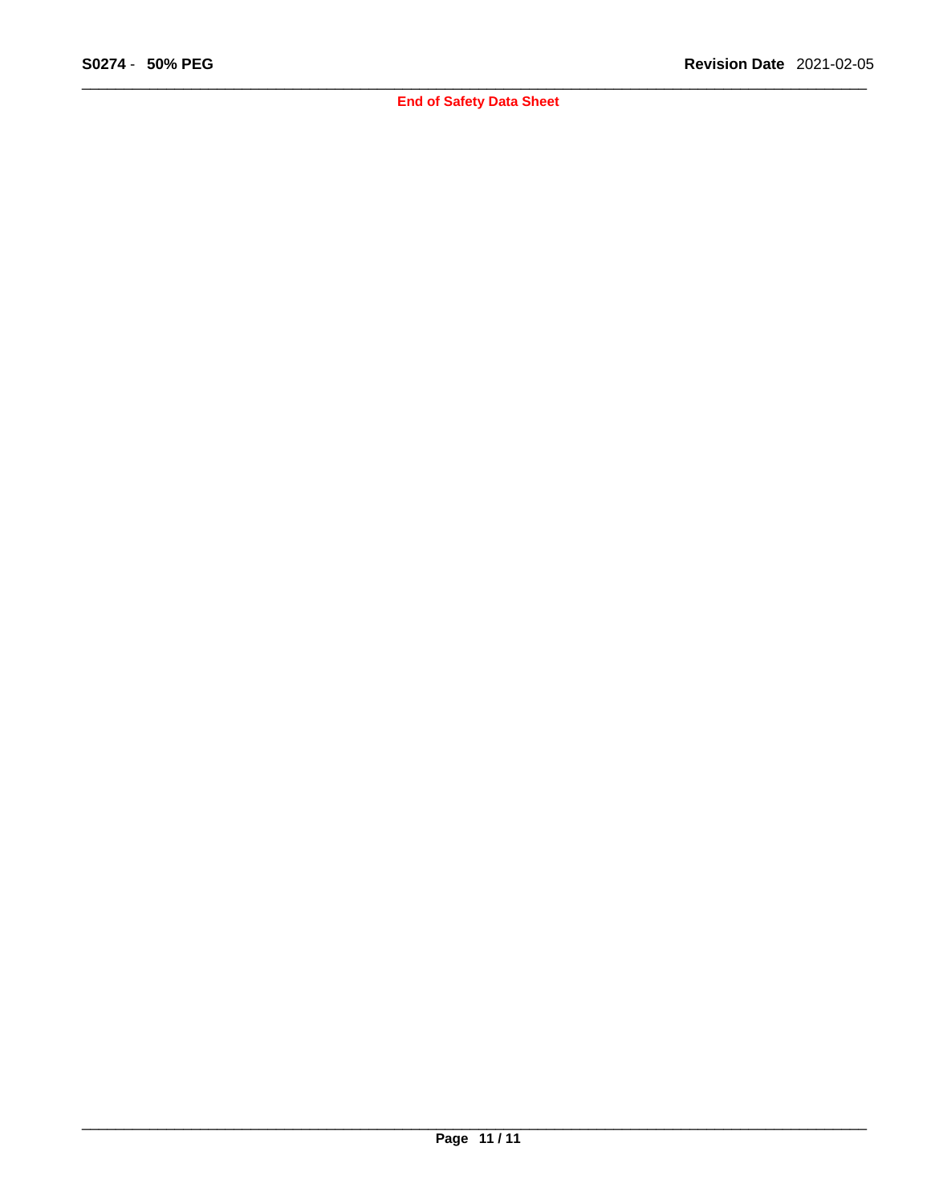**End of Safety Data Sheet**